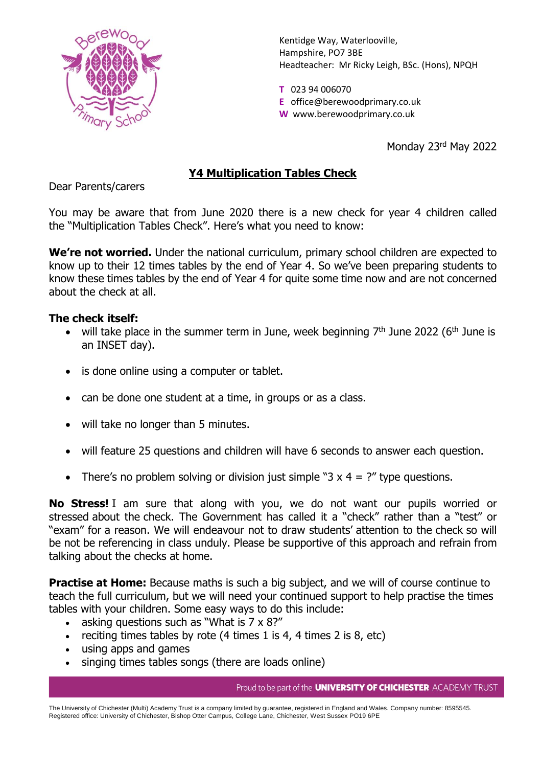Kentidge Way, Waterlooville,
Hampshire, PO7 3BE
Headteacher: Mr Ricky Leigh, BSc. (Hons), NPQH

**T** 023 94 006070
**E** office@berewoodprimary.co.uk
**W** www.berewoodprimary.co.uk

Monday 23rd May 2022

## Y4 Multiplication Tables Check

Dear Parents/carers

You may be aware that from June 2020 there is a new check for year 4 children called the "Multiplication Tables Check". Here's what you need to know:

**We're not worried.** Under the national curriculum, primary school children are expected to know up to their 12 times tables by the end of Year 4. So we've been preparing students to know these times tables by the end of Year 4 for quite some time now and are not concerned about the check at all.

**The check itself:**

- will take place in the summer term in June, week beginning 7th June 2022 (6th June is an INSET day).
- is done online using a computer or tablet.
- can be done one student at a time, in groups or as a class.
- will take no longer than 5 minutes.
- will feature 25 questions and children will have 6 seconds to answer each question.
- There's no problem solving or division just simple "3 x 4 = ?" type questions.

**No Stress!** I am sure that along with you, we do not want our pupils worried or stressed about the check. The Government has called it a "check" rather than a "test" or "exam" for a reason. We will endeavour not to draw students' attention to the check so will be not be referencing in class unduly. Please be supportive of this approach and refrain from talking about the checks at home.

**Practise at Home:** Because maths is such a big subject, and we will of course continue to teach the full curriculum, but we will need your continued support to help practise the times tables with your children. Some easy ways to do this include:

- asking questions such as "What is 7 x 8?"
- reciting times tables by rote (4 times 1 is 4, 4 times 2 is 8, etc)
- using apps and games
- singing times tables songs (there are loads online)

Proud to be part of the **UNIVERSITY OF CHICHESTER** ACADEMY TRUST

The University of Chichester (Multi) Academy Trust is a company limited by guarantee, registered in England and Wales. Company number: 8595545.
Registered office: University of Chichester, Bishop Otter Campus, College Lane, Chichester, West Sussex PO19 6PE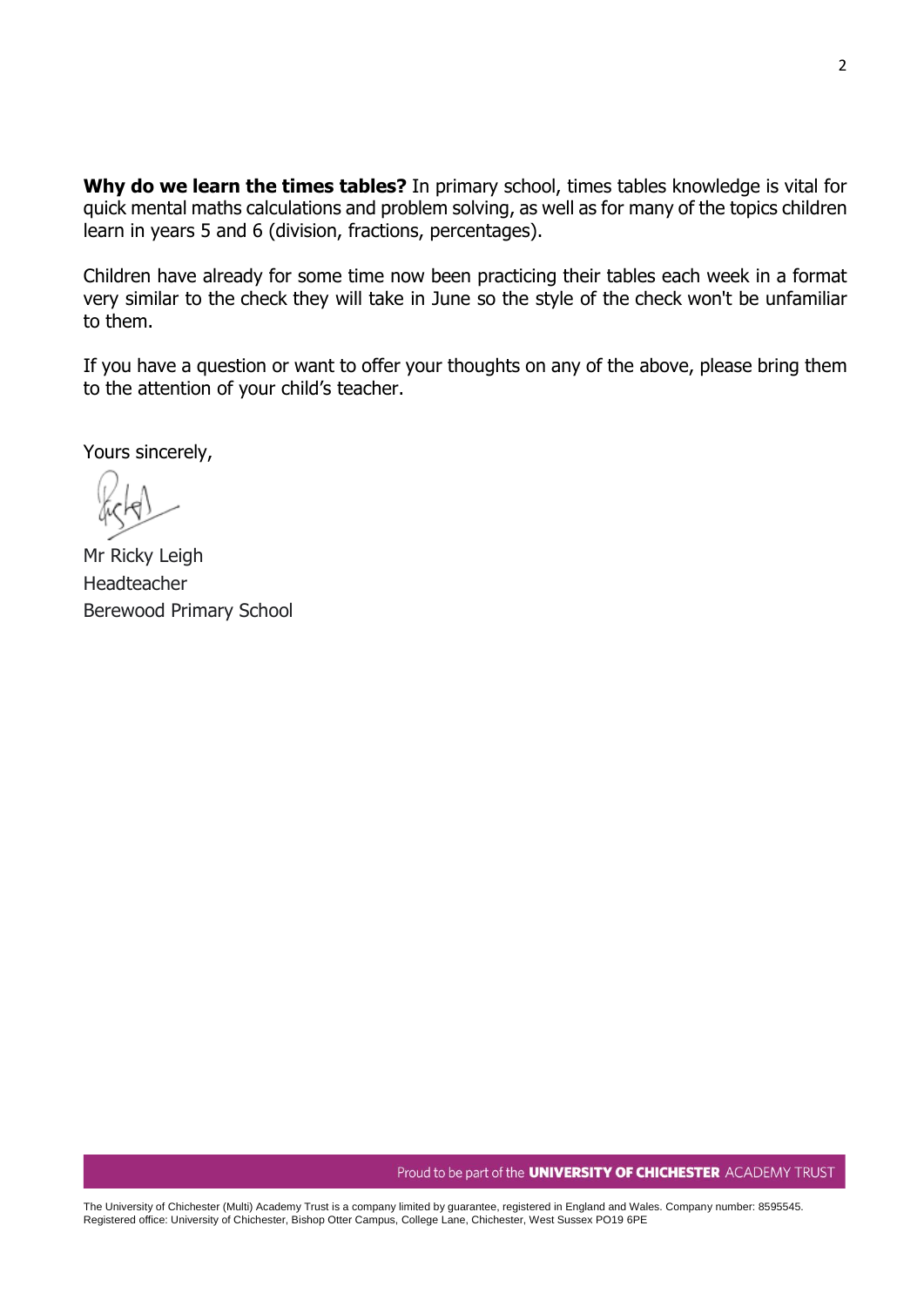**Why do we learn the times tables?** In primary school, times tables knowledge is vital for quick mental maths calculations and problem solving, as well as for many of the topics children learn in years 5 and 6 (division, fractions, percentages).

Children have already for some time now been practicing their tables each week in a format very similar to the check they will take in June so the style of the check won't be unfamiliar to them.

If you have a question or want to offer your thoughts on any of the above, please bring them to the attention of your child's teacher.

Yours sincerely,

Mr Ricky Leigh
Headteacher
Berewood Primary School

Proud to be part of the **UNIVERSITY OF CHICHESTER** ACADEMY TRUST

The University of Chichester (Multi) Academy Trust is a company limited by guarantee, registered in England and Wales. Company number: 8595545.
Registered office: University of Chichester, Bishop Otter Campus, College Lane, Chichester, West Sussex PO19 6PE